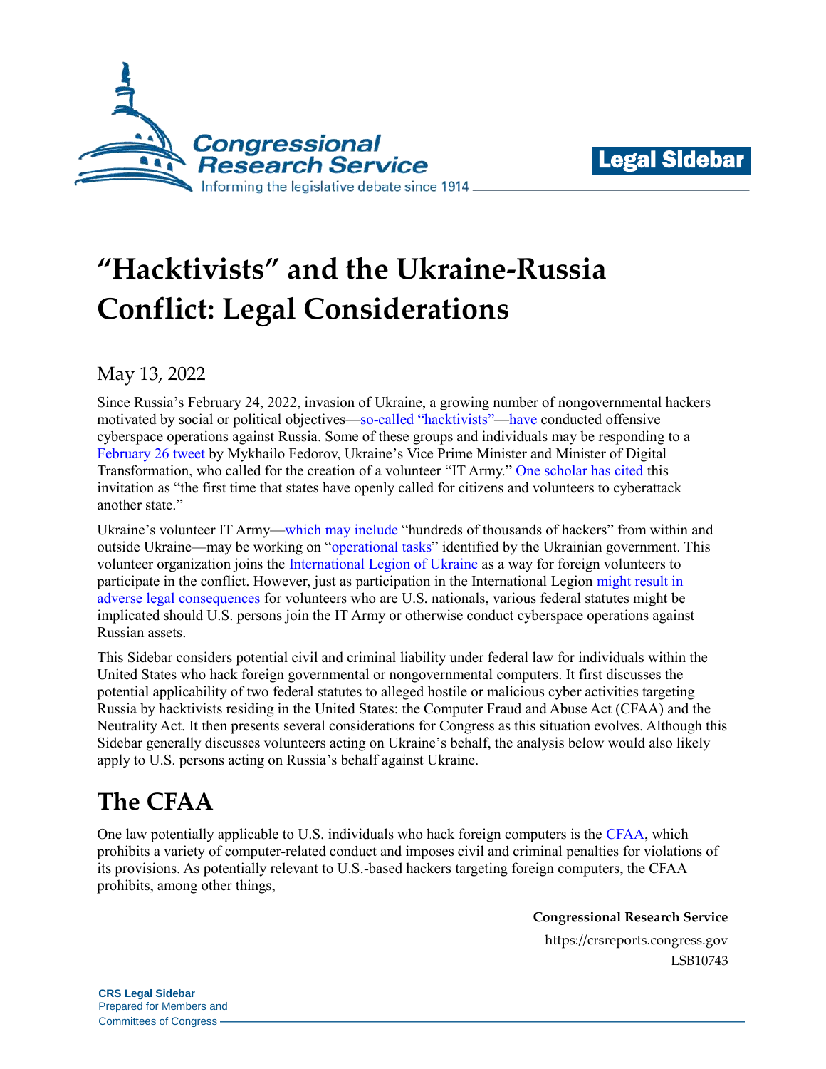# "Hacktivists" and the Ukraine-Russia Conflict: Legal Considerations

May 13, 2022

Since Russia's February 24, 2022, invasion of Ukraine, a growing number of nongovernmental hackers motivated by social or political objectives—so-called "hacktivists"—have conducted offensive cyberspace operations against Russia. Some of these groups and individuals may be responding to a February 26 tweet by Mykhailo Fedorov, Ukraine's Vice Prime Minister and Minister of Digital Transformation, who called for the creation of a volunteer "IT Army." One scholar has cited this invitation as "the first time that states have openly called for citizens and volunteers to cyberattack another state."

Ukraine's volunteer IT Army—which may include "hundreds of thousands of hackers" from within and outside Ukraine—may be working on "operational tasks" identified by the Ukrainian government. This volunteer organization joins the International Legion of Ukraine as a way for foreign volunteers to participate in the conflict. However, just as participation in the International Legion might result in adverse legal consequences for volunteers who are U.S. nationals, various federal statutes might be implicated should U.S. persons join the IT Army or otherwise conduct cyberspace operations against Russian assets.

This Sidebar considers potential civil and criminal liability under federal law for individuals within the United States who hack foreign governmental or nongovernmental computers. It first discusses the potential applicability of two federal statutes to alleged hostile or malicious cyber activities targeting Russia by hacktivists residing in the United States: the Computer Fraud and Abuse Act (CFAA) and the Neutrality Act. It then presents several considerations for Congress as this situation evolves. Although this Sidebar generally discusses volunteers acting on Ukraine's behalf, the analysis below would also likely apply to U.S. persons acting on Russia's behalf against Ukraine.

## The CFAA

One law potentially applicable to U.S. individuals who hack foreign computers is the CFAA, which prohibits a variety of computer-related conduct and imposes civil and criminal penalties for violations of its provisions. As potentially relevant to U.S.-based hackers targeting foreign computers, the CFAA prohibits, among other things,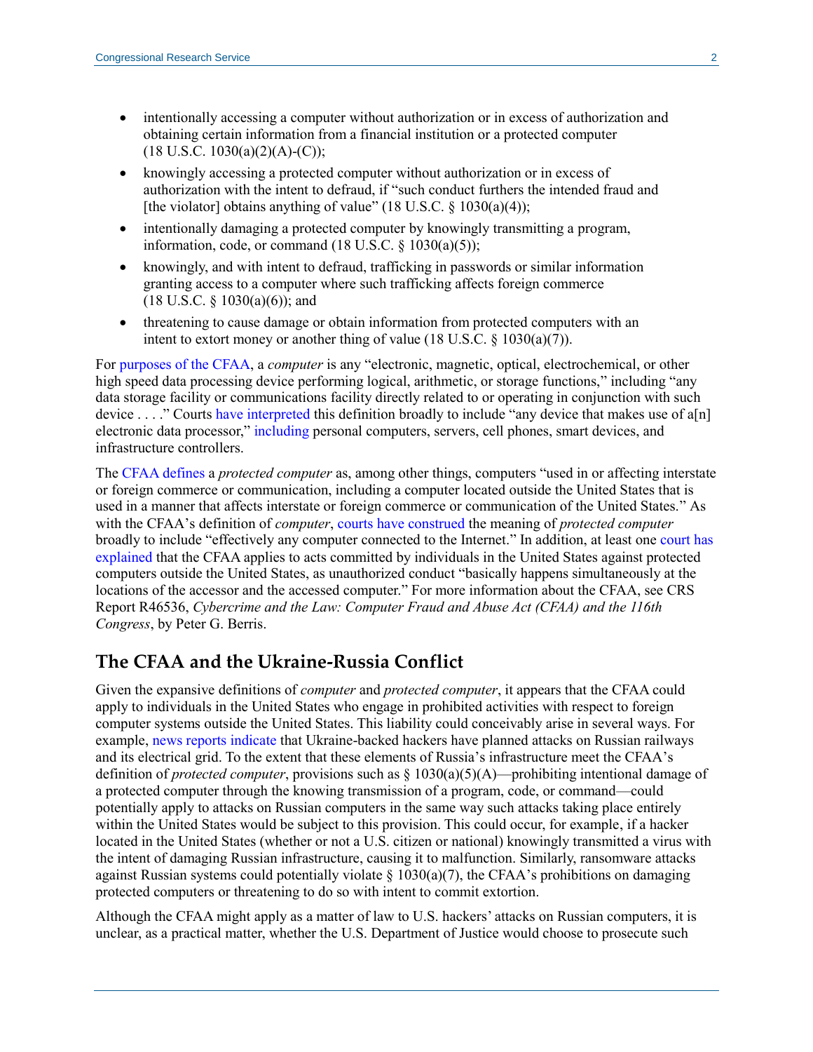- intentionally accessing a computer without authorization or in excess of authorization and obtaining certain information from a financial institution or a protected computer (18 U.S.C. 1030(a)(2)(A)-(C));
- knowingly accessing a protected computer without authorization or in excess of authorization with the intent to defraud, if "such conduct furthers the intended fraud and [the violator] obtains anything of value" (18 U.S.C. § 1030(a)(4));
- intentionally damaging a protected computer by knowingly transmitting a program, information, code, or command (18 U.S.C. § 1030(a)(5));
- knowingly, and with intent to defraud, trafficking in passwords or similar information granting access to a computer where such trafficking affects foreign commerce (18 U.S.C. § 1030(a)(6)); and
- threatening to cause damage or obtain information from protected computers with an intent to extort money or another thing of value (18 U.S.C. § 1030(a)(7)).

For purposes of the CFAA, a *computer* is any "electronic, magnetic, optical, electrochemical, or other high speed data processing device performing logical, arithmetic, or storage functions," including "any data storage facility or communications facility directly related to or operating in conjunction with such device . . . ." Courts have interpreted this definition broadly to include "any device that makes use of a[n] electronic data processor," including personal computers, servers, cell phones, smart devices, and infrastructure controllers.

The CFAA defines a *protected computer* as, among other things, computers "used in or affecting interstate or foreign commerce or communication, including a computer located outside the United States that is used in a manner that affects interstate or foreign commerce or communication of the United States." As with the CFAA's definition of *computer*, courts have construed the meaning of *protected computer* broadly to include "effectively any computer connected to the Internet." In addition, at least one court has explained that the CFAA applies to acts committed by individuals in the United States against protected computers outside the United States, as unauthorized conduct "basically happens simultaneously at the locations of the accessor and the accessed computer." For more information about the CFAA, see CRS Report R46536, *Cybercrime and the Law: Computer Fraud and Abuse Act (CFAA) and the 116th Congress*, by Peter G. Berris.

## The CFAA and the Ukraine-Russia Conflict

Given the expansive definitions of *computer* and *protected computer*, it appears that the CFAA could apply to individuals in the United States who engage in prohibited activities with respect to foreign computer systems outside the United States. This liability could conceivably arise in several ways. For example, news reports indicate that Ukraine-backed hackers have planned attacks on Russian railways and its electrical grid. To the extent that these elements of Russia's infrastructure meet the CFAA's definition of *protected computer*, provisions such as § 1030(a)(5)(A)—prohibiting intentional damage of a protected computer through the knowing transmission of a program, code, or command—could potentially apply to attacks on Russian computers in the same way such attacks taking place entirely within the United States would be subject to this provision. This could occur, for example, if a hacker located in the United States (whether or not a U.S. citizen or national) knowingly transmitted a virus with the intent of damaging Russian infrastructure, causing it to malfunction. Similarly, ransomware attacks against Russian systems could potentially violate § 1030(a)(7), the CFAA's prohibitions on damaging protected computers or threatening to do so with intent to commit extortion.

Although the CFAA might apply as a matter of law to U.S. hackers' attacks on Russian computers, it is unclear, as a practical matter, whether the U.S. Department of Justice would choose to prosecute such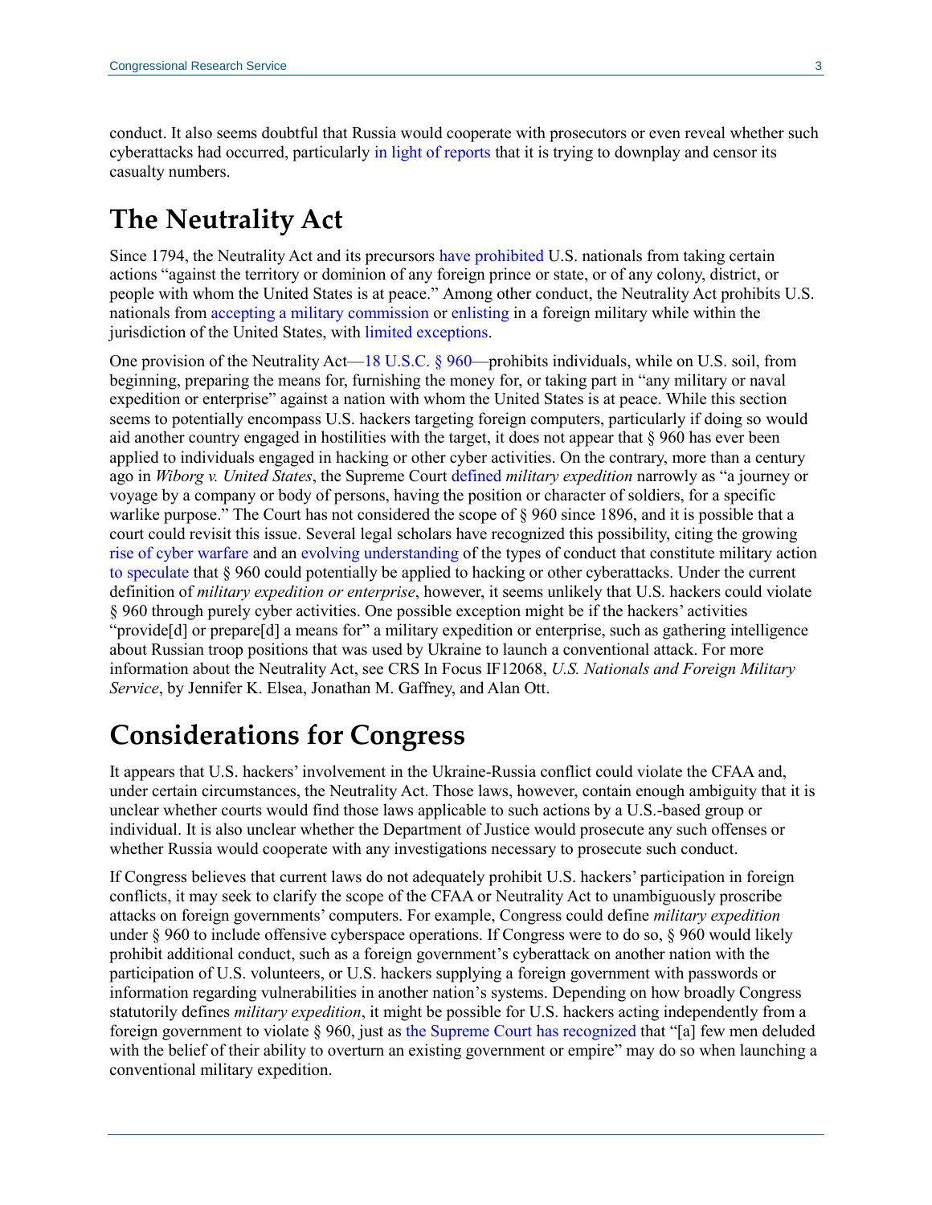conduct. It also seems doubtful that Russia would cooperate with prosecutors or even reveal whether such cyberattacks had occurred, particularly in light of reports that it is trying to downplay and censor its casualty numbers.

# The Neutrality Act

Since 1794, the Neutrality Act and its precursors have prohibited U.S. nationals from taking certain actions "against the territory or dominion of any foreign prince or state, or of any colony, district, or people with whom the United States is at peace." Among other conduct, the Neutrality Act prohibits U.S. nationals from accepting a military commission or enlisting in a foreign military while within the jurisdiction of the United States, with limited exceptions.

One provision of the Neutrality Act—18 U.S.C. § 960—prohibits individuals, while on U.S. soil, from beginning, preparing the means for, furnishing the money for, or taking part in "any military or naval expedition or enterprise" against a nation with whom the United States is at peace. While this section seems to potentially encompass U.S. hackers targeting foreign computers, particularly if doing so would aid another country engaged in hostilities with the target, it does not appear that § 960 has ever been applied to individuals engaged in hacking or other cyber activities. On the contrary, more than a century ago in *Wiborg v. United States*, the Supreme Court defined *military expedition* narrowly as "a journey or voyage by a company or body of persons, having the position or character of soldiers, for a specific warlike purpose." The Court has not considered the scope of § 960 since 1896, and it is possible that a court could revisit this issue. Several legal scholars have recognized this possibility, citing the growing rise of cyber warfare and an evolving understanding of the types of conduct that constitute military action to speculate that § 960 could potentially be applied to hacking or other cyberattacks. Under the current definition of *military expedition or enterprise*, however, it seems unlikely that U.S. hackers could violate § 960 through purely cyber activities. One possible exception might be if the hackers' activities "provide[d] or prepare[d] a means for" a military expedition or enterprise, such as gathering intelligence about Russian troop positions that was used by Ukraine to launch a conventional attack. For more information about the Neutrality Act, see CRS In Focus IF12068, *U.S. Nationals and Foreign Military Service*, by Jennifer K. Elsea, Jonathan M. Gaffney, and Alan Ott.

# Considerations for Congress

It appears that U.S. hackers' involvement in the Ukraine-Russia conflict could violate the CFAA and, under certain circumstances, the Neutrality Act. Those laws, however, contain enough ambiguity that it is unclear whether courts would find those laws applicable to such actions by a U.S.-based group or individual. It is also unclear whether the Department of Justice would prosecute any such offenses or whether Russia would cooperate with any investigations necessary to prosecute such conduct.

If Congress believes that current laws do not adequately prohibit U.S. hackers' participation in foreign conflicts, it may seek to clarify the scope of the CFAA or Neutrality Act to unambiguously proscribe attacks on foreign governments' computers. For example, Congress could define *military expedition* under § 960 to include offensive cyberspace operations. If Congress were to do so, § 960 would likely prohibit additional conduct, such as a foreign government's cyberattack on another nation with the participation of U.S. volunteers, or U.S. hackers supplying a foreign government with passwords or information regarding vulnerabilities in another nation's systems. Depending on how broadly Congress statutorily defines *military expedition*, it might be possible for U.S. hackers acting independently from a foreign government to violate § 960, just as the Supreme Court has recognized that "[a] few men deluded with the belief of their ability to overturn an existing government or empire" may do so when launching a conventional military expedition.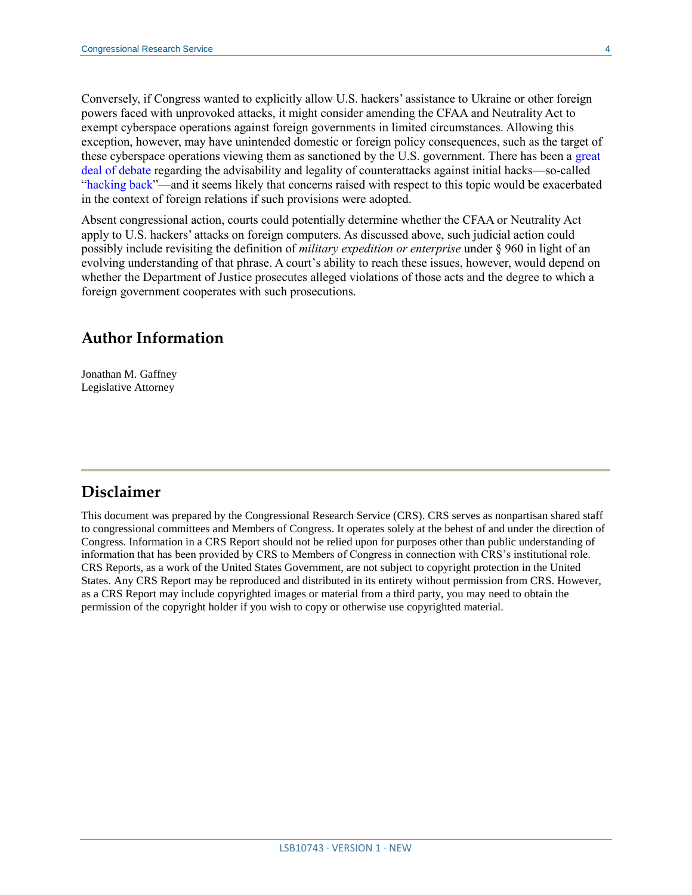Conversely, if Congress wanted to explicitly allow U.S. hackers' assistance to Ukraine or other foreign powers faced with unprovoked attacks, it might consider amending the CFAA and Neutrality Act to exempt cyberspace operations against foreign governments in limited circumstances. Allowing this exception, however, may have unintended domestic or foreign policy consequences, such as the target of these cyberspace operations viewing them as sanctioned by the U.S. government. There has been a great deal of debate regarding the advisability and legality of counterattacks against initial hacks—so-called "hacking back"—and it seems likely that concerns raised with respect to this topic would be exacerbated in the context of foreign relations if such provisions were adopted.

Absent congressional action, courts could potentially determine whether the CFAA or Neutrality Act apply to U.S. hackers' attacks on foreign computers. As discussed above, such judicial action could possibly include revisiting the definition of *military expedition or enterprise* under § 960 in light of an evolving understanding of that phrase. A court's ability to reach these issues, however, would depend on whether the Department of Justice prosecutes alleged violations of those acts and the degree to which a foreign government cooperates with such prosecutions.

## Author Information

Jonathan M. Gaffney
Legislative Attorney

## Disclaimer

This document was prepared by the Congressional Research Service (CRS). CRS serves as nonpartisan shared staff to congressional committees and Members of Congress. It operates solely at the behest of and under the direction of Congress. Information in a CRS Report should not be relied upon for purposes other than public understanding of information that has been provided by CRS to Members of Congress in connection with CRS's institutional role. CRS Reports, as a work of the United States Government, are not subject to copyright protection in the United States. Any CRS Report may be reproduced and distributed in its entirety without permission from CRS. However, as a CRS Report may include copyrighted images or material from a third party, you may need to obtain the permission of the copyright holder if you wish to copy or otherwise use copyrighted material.

LSB10743 · VERSION 1 · NEW